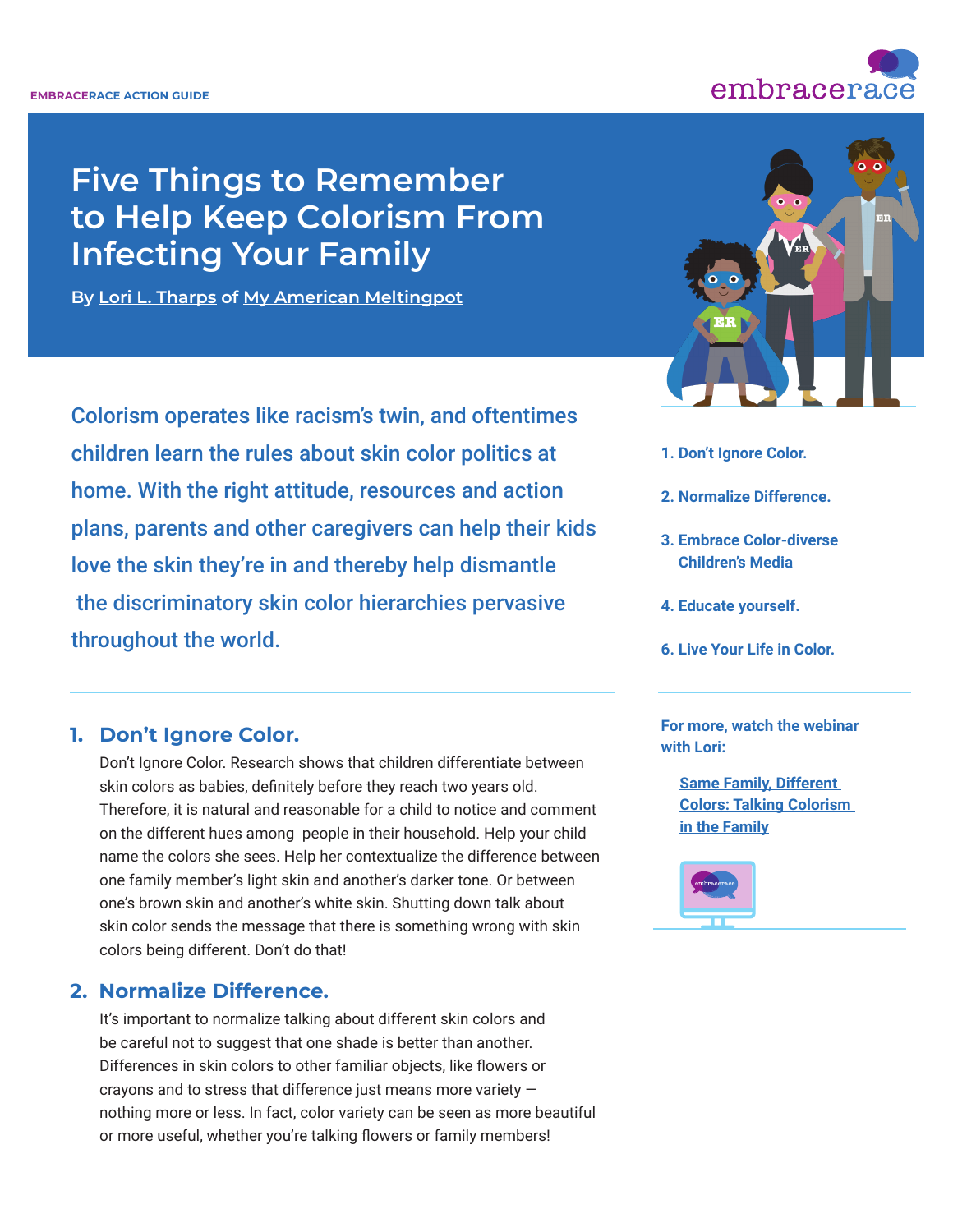EMBRACERACE ACTION GUIDE

# Five Things to Remember to Help Keep Colorism From Infecting Your Family

By Lori L. Tharps of My American Meltingpot

Colorism operates like racism's twin, and oftentimes children learn the rules about skin color politics at home. With the right attitude, resources and action plans, parents and other caregivers can help their kids love the skin they're in and thereby help dismantle the discriminatory skin color hierarchies pervasive throughout the world.

1. Don't Ignore Color.
2. Normalize Difference.
3. Embrace Color-diverse Children's Media
4. Educate yourself.
6. Live Your Life in Color.

For more, watch the webinar with Lori:

Same Family, Different Colors: Talking Colorism in the Family

## 1. Don't Ignore Color.

Don't Ignore Color. Research shows that children differentiate between skin colors as babies, definitely before they reach two years old. Therefore, it is natural and reasonable for a child to notice and comment on the different hues among people in their household. Help your child name the colors she sees. Help her contextualize the difference between one family member's light skin and another's darker tone. Or between one's brown skin and another's white skin. Shutting down talk about skin color sends the message that there is something wrong with skin colors being different. Don't do that!

## 2. Normalize Difference.

It's important to normalize talking about different skin colors and be careful not to suggest that one shade is better than another. Differences in skin colors to other familiar objects, like flowers or crayons and to stress that difference just means more variety — nothing more or less. In fact, color variety can be seen as more beautiful or more useful, whether you're talking flowers or family members!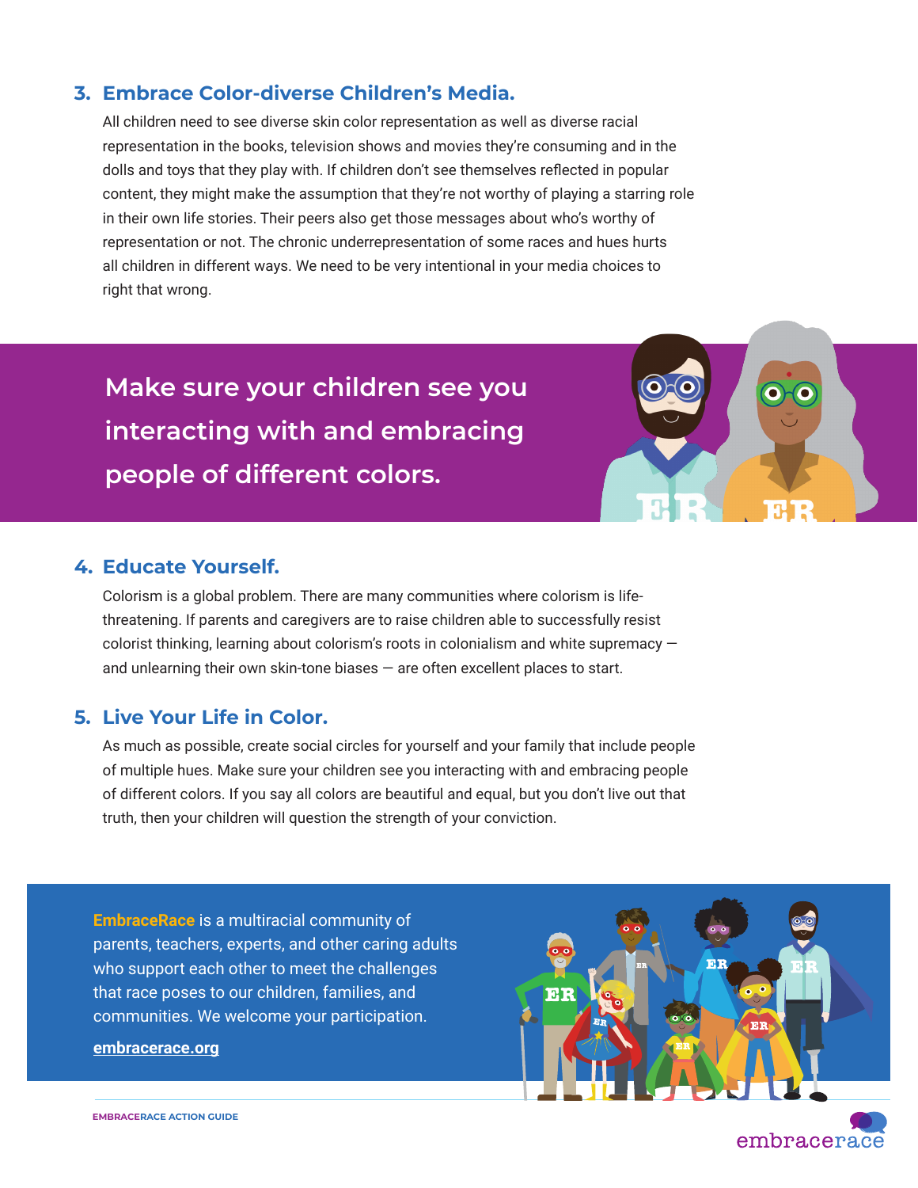### 3. Embrace Color-diverse Children's Media.

All children need to see diverse skin color representation as well as diverse racial representation in the books, television shows and movies they're consuming and in the dolls and toys that they play with. If children don't see themselves reflected in popular content, they might make the assumption that they're not worthy of playing a starring role in their own life stories. Their peers also get those messages about who's worthy of representation or not. The chronic underrepresentation of some races and hues hurts all children in different ways. We need to be very intentional in your media choices to right that wrong.

**Make sure your children see you interacting with and embracing people of different colors.**

### 4. Educate Yourself.

Colorism is a global problem. There are many communities where colorism is life-threatening. If parents and caregivers are to raise children able to successfully resist colorist thinking, learning about colorism's roots in colonialism and white supremacy — and unlearning their own skin-tone biases — are often excellent places to start.

### 5. Live Your Life in Color.

As much as possible, create social circles for yourself and your family that include people of multiple hues. Make sure your children see you interacting with and embracing people of different colors. If you say all colors are beautiful and equal, but you don't live out that truth, then your children will question the strength of your conviction.

**EmbraceRace** is a multiracial community of parents, teachers, experts, and other caring adults who support each other to meet the challenges that race poses to our children, families, and communities. We welcome your participation.

**embracerace.org**